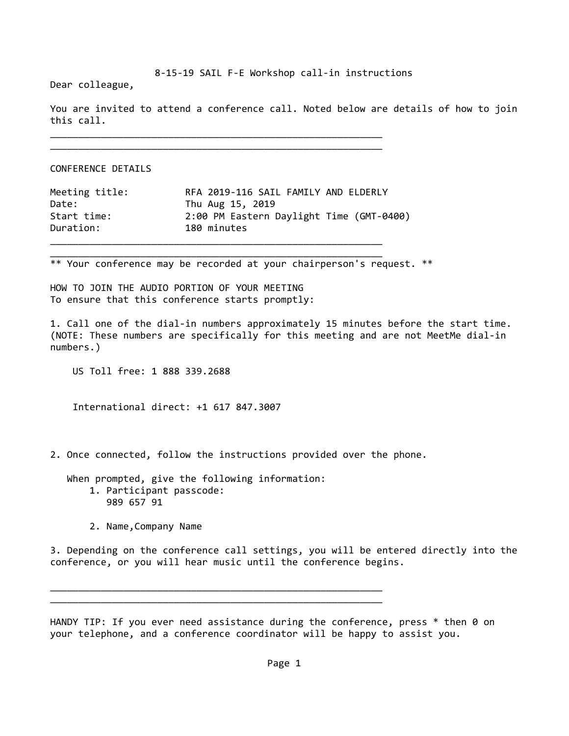# 8-15-19 SAIL F-E Workshop call-in instructions

Dear colleague,

You are invited to attend a conference call. Noted below are details of how to join this call.

---

## CONFERENCE DETAILS

| | |
|---|---|
| Meeting title: | RFA 2019-116 SAIL FAMILY AND ELDERLY |
| Date: | Thu Aug 15, 2019 |
| Start time: | 2:00 PM Eastern Daylight Time (GMT-0400) |
| Duration: | 180 minutes |

---

** Your conference may be recorded at your chairperson's request. **

## HOW TO JOIN THE AUDIO PORTION OF YOUR MEETING

To ensure that this conference starts promptly:

1. Call one of the dial-in numbers approximately 15 minutes before the start time. (NOTE: These numbers are specifically for this meeting and are not MeetMe dial-in numbers.)

   US Toll free: 1 888 339.2688

   International direct: +1 617 847.3007

2. Once connected, follow the instructions provided over the phone.

   When prompted, give the following information:
   1. Participant passcode:
      989 657 91
   2. Name,Company Name

3. Depending on the conference call settings, you will be entered directly into the conference, or you will hear music until the conference begins.

---

HANDY TIP: If you ever need assistance during the conference, press * then 0 on your telephone, and a conference coordinator will be happy to assist you.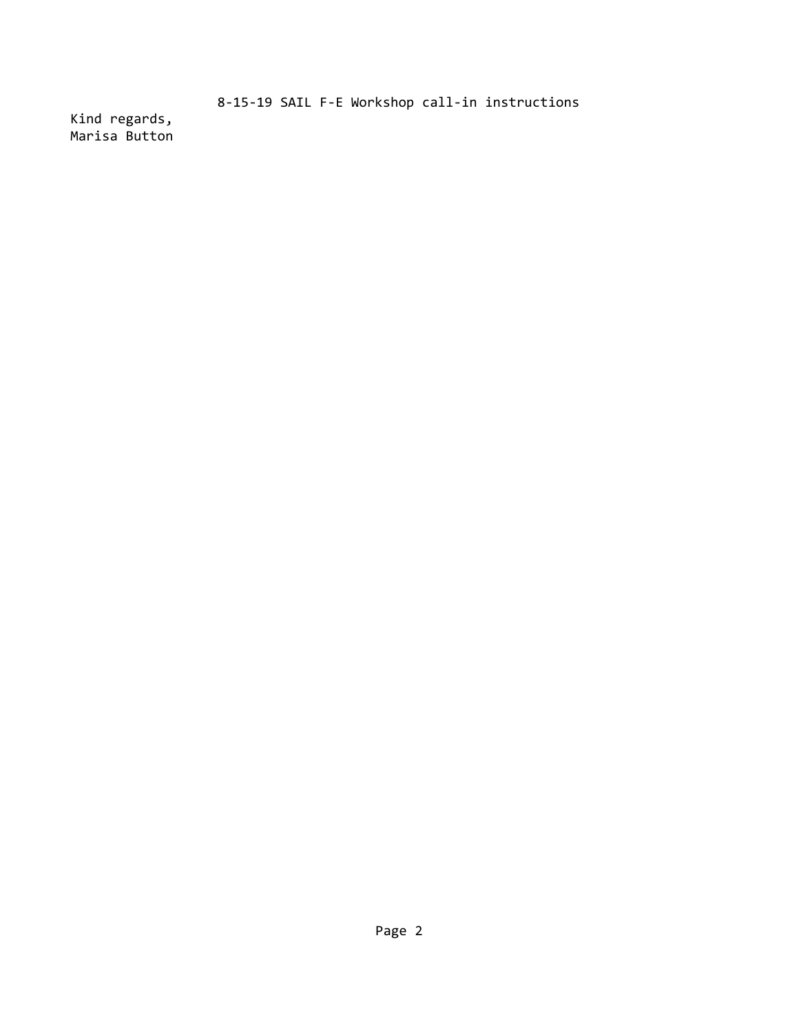8-15-19 SAIL F-E Workshop call-in instructions

Kind regards,
Marisa Button